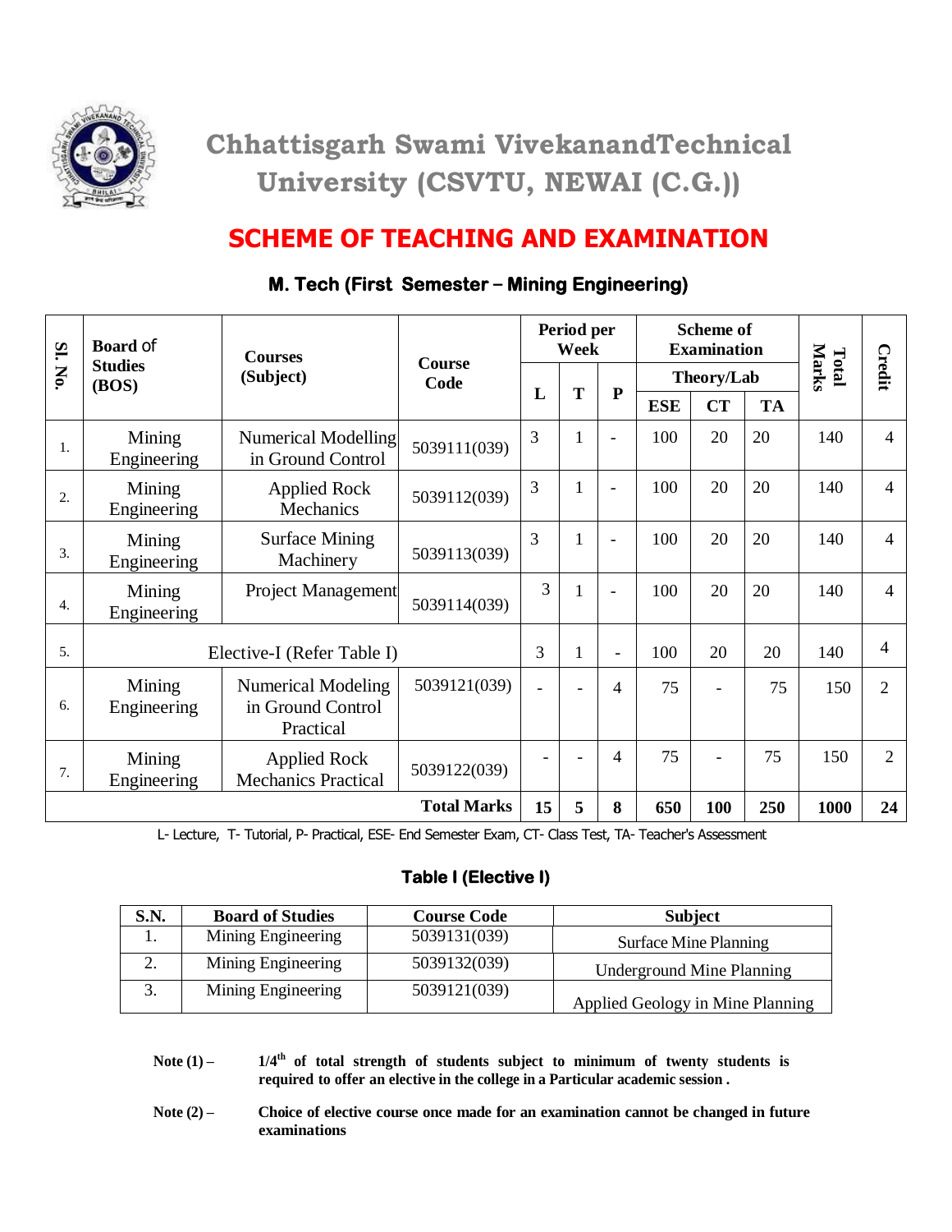# Chhattisgarh Swami VivekanandTechnical University (CSVTU, NEWAI (C.G.))

## SCHEME OF TEACHING AND EXAMINATION

### M. Tech (First Semester – Mining Engineering)

| Sl. No. | Board of Studies (BOS) | Courses (Subject) | Course Code | Period per Week | | | Scheme of Examination | | | Total Marks | Credit |
|---|---|---|---|---|---|---|---|---|---|---|---|
| | | | | | | | Theory/Lab | | | | |
| | | | | L | T | P | ESE | CT | TA | | |
| 1. | Mining Engineering | Numerical Modelling in Ground Control | 5039111(039) | 3 | 1 | - | 100 | 20 | 20 | 140 | 4 |
| 2. | Mining Engineering | Applied Rock Mechanics | 5039112(039) | 3 | 1 | - | 100 | 20 | 20 | 140 | 4 |
| 3. | Mining Engineering | Surface Mining Machinery | 5039113(039) | 3 | 1 | - | 100 | 20 | 20 | 140 | 4 |
| 4. | Mining Engineering | Project Management | 5039114(039) | 3 | 1 | - | 100 | 20 | 20 | 140 | 4 |
| 5. | Elective-I (Refer Table I) | | | 3 | 1 | - | 100 | 20 | 20 | 140 | 4 |
| 6. | Mining Engineering | Numerical Modeling in Ground Control Practical | 5039121(039) | - | - | 4 | 75 | - | 75 | 150 | 2 |
| 7. | Mining Engineering | Applied Rock Mechanics Practical | 5039122(039) | - | - | 4 | 75 | - | 75 | 150 | 2 |
| | | | **Total Marks** | **15** | **5** | **8** | **650** | **100** | **250** | **1000** | **24** |

L- Lecture, T- Tutorial, P- Practical, ESE- End Semester Exam, CT- Class Test, TA- Teacher's Assessment

### Table I (Elective I)

| S.N. | Board of Studies | Course Code | Subject |
|---|---|---|---|
| 1. | Mining Engineering | 5039131(039) | Surface Mine Planning |
| 2. | Mining Engineering | 5039132(039) | Underground Mine Planning |
| 3. | Mining Engineering | 5039121(039) | Applied Geology in Mine Planning |

**Note (1) –** **$1/4^{th}$ of total strength of students subject to minimum of twenty students is required to offer an elective in the college in a Particular academic session .**

**Note (2) –** **Choice of elective course once made for an examination cannot be changed in future examinations**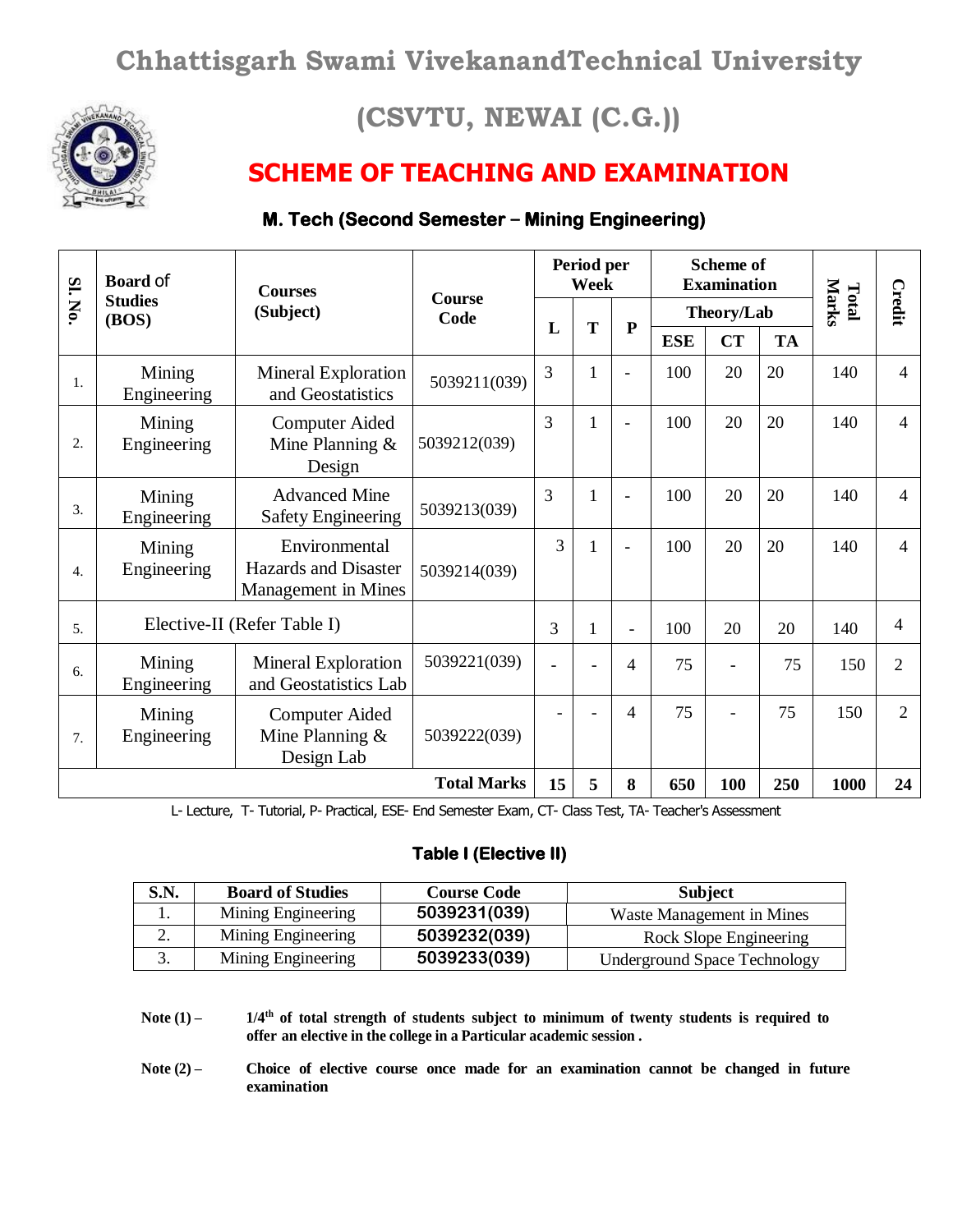# Chhattisgarh Swami VivekanandTechnical University

## (CSVTU, NEWAI (C.G.))

## SCHEME OF TEACHING AND EXAMINATION

### M. Tech (Second Semester – Mining Engineering)

| Sl. No. | Board of Studies (BOS) | Courses (Subject) | Course Code | Period per Week | | | Scheme of Examination | | | Total Marks | Credit |
|---|---|---|---|---|---|---|---|---|---|---|---|
| | | | | | | | Theory/Lab | | | | |
| | | | | L | T | P | ESE | CT | TA | | |
| 1. | Mining Engineering | Mineral Exploration and Geostatistics | 5039211(039) | 3 | 1 | - | 100 | 20 | 20 | 140 | 4 |
| 2. | Mining Engineering | Computer Aided Mine Planning & Design | 5039212(039) | 3 | 1 | - | 100 | 20 | 20 | 140 | 4 |
| 3. | Mining Engineering | Advanced Mine Safety Engineering | 5039213(039) | 3 | 1 | - | 100 | 20 | 20 | 140 | 4 |
| 4. | Mining Engineering | Environmental Hazards and Disaster Management in Mines | 5039214(039) | 3 | 1 | - | 100 | 20 | 20 | 140 | 4 |
| 5. | Elective-II (Refer Table I) | | | 3 | 1 | - | 100 | 20 | 20 | 140 | 4 |
| 6. | Mining Engineering | Mineral Exploration and Geostatistics Lab | 5039221(039) | - | - | 4 | 75 | - | 75 | 150 | 2 |
| 7. | Mining Engineering | Computer Aided Mine Planning & Design Lab | 5039222(039) | - | - | 4 | 75 | - | 75 | 150 | 2 |
| | | | **Total Marks** | **15** | **5** | **8** | **650** | **100** | **250** | **1000** | **24** |

L- Lecture, T- Tutorial, P- Practical, ESE- End Semester Exam, CT- Class Test, TA- Teacher's Assessment

### Table I (Elective II)

| S.N. | Board of Studies | Course Code | Subject |
|---|---|---|---|
| 1. | Mining Engineering | 5039231(039) | Waste Management in Mines |
| 2. | Mining Engineering | 5039232(039) | Rock Slope Engineering |
| 3. | Mining Engineering | 5039233(039) | Underground Space Technology |

**Note (1) –** **1/4th of total strength of students subject to minimum of twenty students is required to offer an elective in the college in a Particular academic session .**

**Note (2) –** **Choice of elective course once made for an examination cannot be changed in future examination**